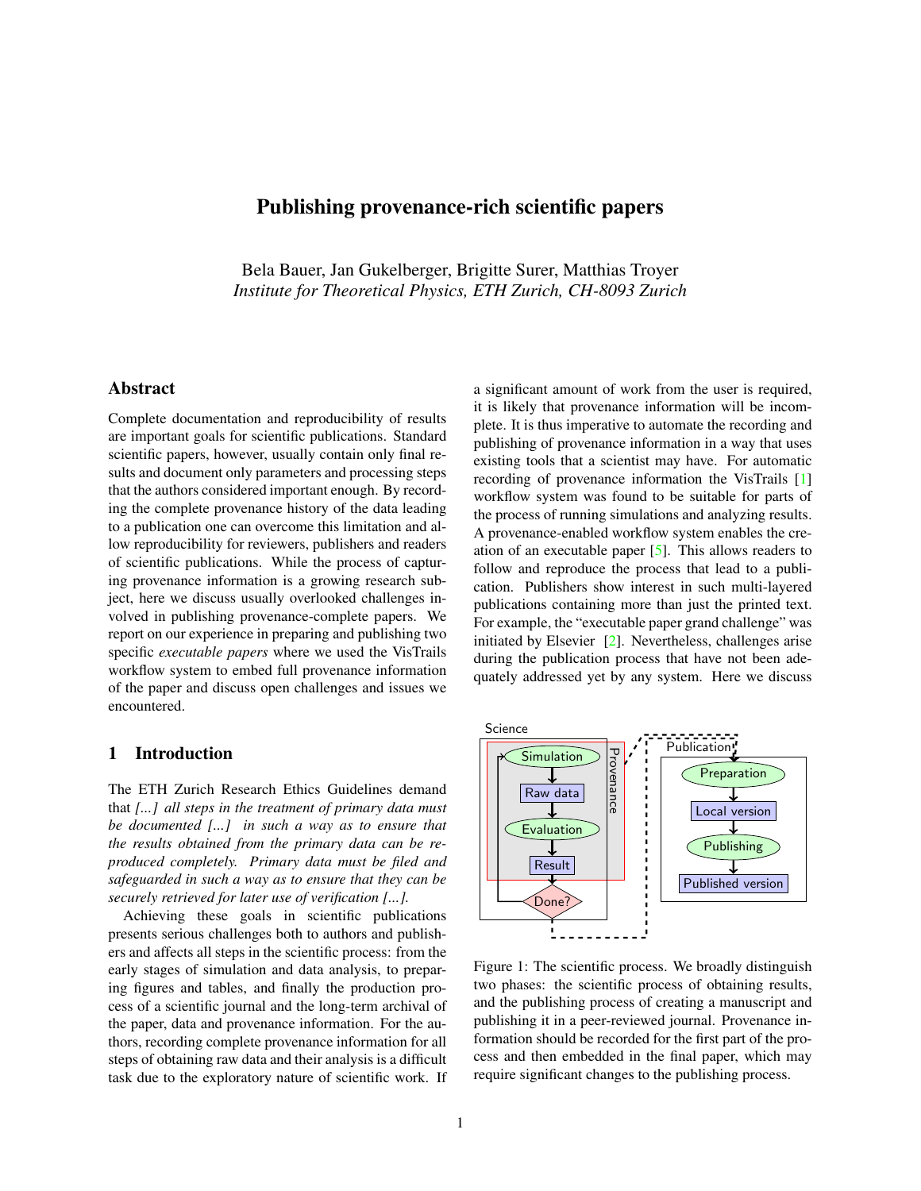# Publishing provenance-rich scientific papers

Bela Bauer, Jan Gukelberger, Brigitte Surer, Matthias Troyer
*Institute for Theoretical Physics, ETH Zurich, CH-8093 Zurich*

## Abstract

Complete documentation and reproducibility of results are important goals for scientific publications. Standard scientific papers, however, usually contain only final results and document only parameters and processing steps that the authors considered important enough. By recording the complete provenance history of the data leading to a publication one can overcome this limitation and allow reproducibility for reviewers, publishers and readers of scientific publications. While the process of capturing provenance information is a growing research subject, here we discuss usually overlooked challenges involved in publishing provenance-complete papers. We report on our experience in preparing and publishing two specific *executable papers* where we used the VisTrails workflow system to embed full provenance information of the paper and discuss open challenges and issues we encountered.

## 1 Introduction

The ETH Zurich Research Ethics Guidelines demand that *[...] all steps in the treatment of primary data must be documented [...] in such a way as to ensure that the results obtained from the primary data can be reproduced completely. Primary data must be filed and safeguarded in such a way as to ensure that they can be securely retrieved for later use of verification [...].*

Achieving these goals in scientific publications presents serious challenges both to authors and publishers and affects all steps in the scientific process: from the early stages of simulation and data analysis, to preparing figures and tables, and finally the production process of a scientific journal and the long-term archival of the paper, data and provenance information. For the authors, recording complete provenance information for all steps of obtaining raw data and their analysis is a difficult task due to the exploratory nature of scientific work. If a significant amount of work from the user is required, it is likely that provenance information will be incomplete. It is thus imperative to automate the recording and publishing of provenance information in a way that uses existing tools that a scientist may have. For automatic recording of provenance information the VisTrails [1] workflow system was found to be suitable for parts of the process of running simulations and analyzing results. A provenance-enabled workflow system enables the creation of an executable paper [5]. This allows readers to follow and reproduce the process that lead to a publication. Publishers show interest in such multi-layered publications containing more than just the printed text. For example, the "executable paper grand challenge" was initiated by Elsevier [2]. Nevertheless, challenges arise during the publication process that have not been adequately addressed yet by any system. Here we discuss

Figure 1: The scientific process. We broadly distinguish two phases: the scientific process of obtaining results, and the publishing process of creating a manuscript and publishing it in a peer-reviewed journal. Provenance information should be recorded for the first part of the process and then embedded in the final paper, which may require significant changes to the publishing process.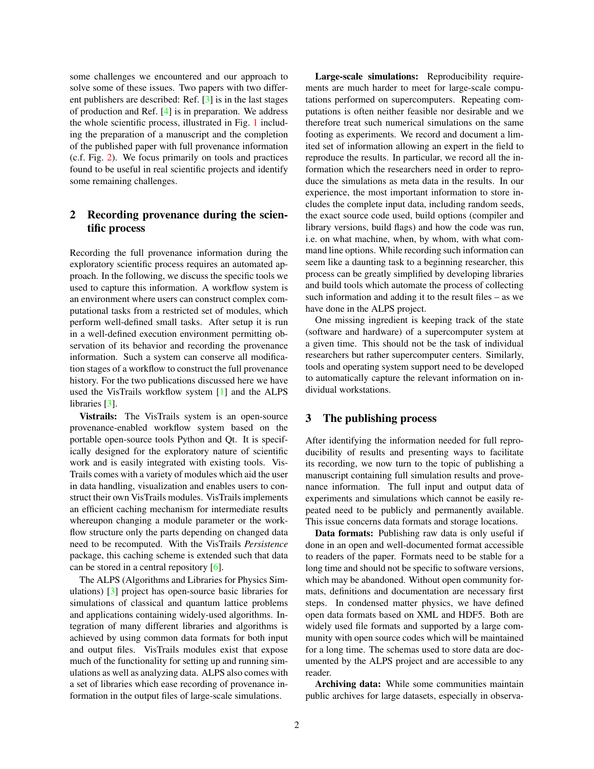some challenges we encountered and our approach to solve some of these issues. Two papers with two different publishers are described: Ref. [3] is in the last stages of production and Ref. [4] is in preparation. We address the whole scientific process, illustrated in Fig. 1 including the preparation of a manuscript and the completion of the published paper with full provenance information (c.f. Fig. 2). We focus primarily on tools and practices found to be useful in real scientific projects and identify some remaining challenges.

## 2 Recording provenance during the scientific process

Recording the full provenance information during the exploratory scientific process requires an automated approach. In the following, we discuss the specific tools we used to capture this information. A workflow system is an environment where users can construct complex computational tasks from a restricted set of modules, which perform well-defined small tasks. After setup it is run in a well-defined execution environment permitting observation of its behavior and recording the provenance information. Such a system can conserve all modification stages of a workflow to construct the full provenance history. For the two publications discussed here we have used the VisTrails workflow system [1] and the ALPS libraries [3].

**Vistrails:** The VisTrails system is an open-source provenance-enabled workflow system based on the portable open-source tools Python and Qt. It is specifically designed for the exploratory nature of scientific work and is easily integrated with existing tools. VisTrails comes with a variety of modules which aid the user in data handling, visualization and enables users to construct their own VisTrails modules. VisTrails implements an efficient caching mechanism for intermediate results whereupon changing a module parameter or the workflow structure only the parts depending on changed data need to be recomputed. With the VisTrails *Persistence* package, this caching scheme is extended such that data can be stored in a central repository [6].

The ALPS (Algorithms and Libraries for Physics Simulations) [3] project has open-source basic libraries for simulations of classical and quantum lattice problems and applications containing widely-used algorithms. Integration of many different libraries and algorithms is achieved by using common data formats for both input and output files. VisTrails modules exist that expose much of the functionality for setting up and running simulations as well as analyzing data. ALPS also comes with a set of libraries which ease recording of provenance information in the output files of large-scale simulations.

**Large-scale simulations:** Reproducibility requirements are much harder to meet for large-scale computations performed on supercomputers. Repeating computations is often neither feasible nor desirable and we therefore treat such numerical simulations on the same footing as experiments. We record and document a limited set of information allowing an expert in the field to reproduce the results. In particular, we record all the information which the researchers need in order to reproduce the simulations as meta data in the results. In our experience, the most important information to store includes the complete input data, including random seeds, the exact source code used, build options (compiler and library versions, build flags) and how the code was run, i.e. on what machine, when, by whom, with what command line options. While recording such information can seem like a daunting task to a beginning researcher, this process can be greatly simplified by developing libraries and build tools which automate the process of collecting such information and adding it to the result files – as we have done in the ALPS project.

One missing ingredient is keeping track of the state (software and hardware) of a supercomputer system at a given time. This should not be the task of individual researchers but rather supercomputer centers. Similarly, tools and operating system support need to be developed to automatically capture the relevant information on individual workstations.

## 3 The publishing process

After identifying the information needed for full reproducibility of results and presenting ways to facilitate its recording, we now turn to the topic of publishing a manuscript containing full simulation results and provenance information. The full input and output data of experiments and simulations which cannot be easily repeated need to be publicly and permanently available. This issue concerns data formats and storage locations.

**Data formats:** Publishing raw data is only useful if done in an open and well-documented format accessible to readers of the paper. Formats need to be stable for a long time and should not be specific to software versions, which may be abandoned. Without open community formats, definitions and documentation are necessary first steps. In condensed matter physics, we have defined open data formats based on XML and HDF5. Both are widely used file formats and supported by a large community with open source codes which will be maintained for a long time. The schemas used to store data are documented by the ALPS project and are accessible to any reader.

**Archiving data:** While some communities maintain public archives for large datasets, especially in observa-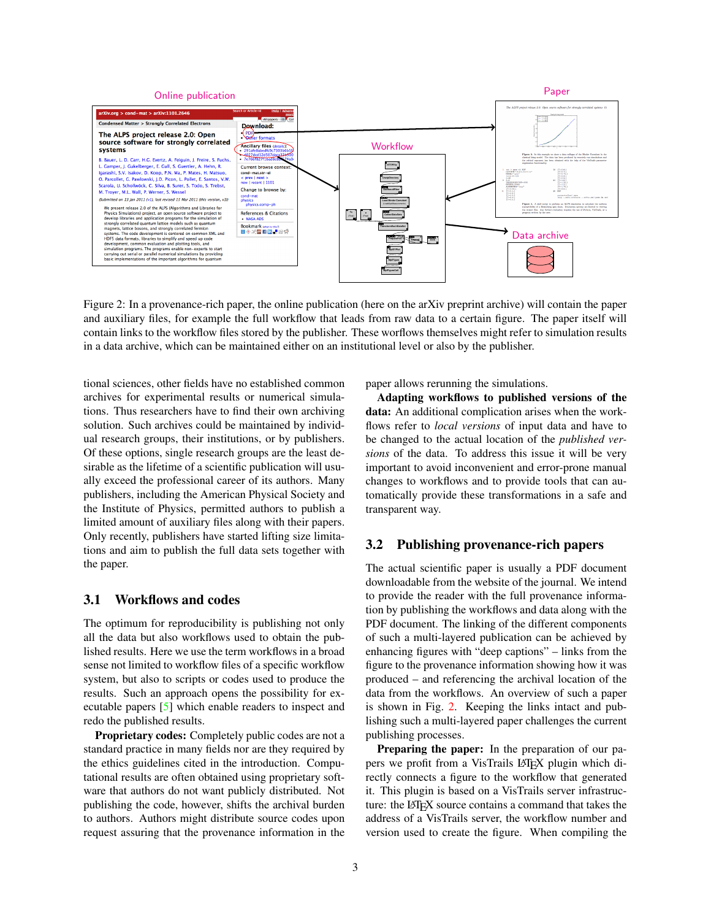Figure 2: In a provenance-rich paper, the online publication (here on the arXiv preprint archive) will contain the paper and auxiliary files, for example the full workflow that leads from raw data to a certain figure. The paper itself will contain links to the workflow files stored by the publisher. These worflows themselves might refer to simulation results in a data archive, which can be maintained either on an institutional level or also by the publisher.

tional sciences, other fields have no established common archives for experimental results or numerical simulations. Thus researchers have to find their own archiving solution. Such archives could be maintained by individual research groups, their institutions, or by publishers. Of these options, single research groups are the least desirable as the lifetime of a scientific publication will usually exceed the professional career of its authors. Many publishers, including the American Physical Society and the Institute of Physics, permitted authors to publish a limited amount of auxiliary files along with their papers. Only recently, publishers have started lifting size limitations and aim to publish the full data sets together with the paper.

## 3.1 Workflows and codes

The optimum for reproducibility is publishing not only all the data but also workflows used to obtain the published results. Here we use the term workflows in a broad sense not limited to workflow files of a specific workflow system, but also to scripts or codes used to produce the results. Such an approach opens the possibility for executable papers [5] which enable readers to inspect and redo the published results.

**Proprietary codes:** Completely public codes are not a standard practice in many fields nor are they required by the ethics guidelines cited in the introduction. Computational results are often obtained using proprietary software that authors do not want publicly distributed. Not publishing the code, however, shifts the archival burden to authors. Authors might distribute source codes upon request assuring that the provenance information in the paper allows rerunning the simulations.

**Adapting workflows to published versions of the data:** An additional complication arises when the workflows refer to *local versions* of input data and have to be changed to the actual location of the *published versions* of the data. To address this issue it will be very important to avoid inconvenient and error-prone manual changes to workflows and to provide tools that can automatically provide these transformations in a safe and transparent way.

## 3.2 Publishing provenance-rich papers

The actual scientific paper is usually a PDF document downloadable from the website of the journal. We intend to provide the reader with the full provenance information by publishing the workflows and data along with the PDF document. The linking of the different components of such a multi-layered publication can be achieved by enhancing figures with "deep captions" – links from the figure to the provenance information showing how it was produced – and referencing the archival location of the data from the workflows. An overview of such a paper is shown in Fig. 2. Keeping the links intact and publishing such a multi-layered paper challenges the current publishing processes.

**Preparing the paper:** In the preparation of our papers we profit from a VisTrails LaTeX plugin which directly connects a figure to the workflow that generated it. This plugin is based on a VisTrails server infrastructure: the LaTeX source contains a command that takes the address of a VisTrails server, the workflow number and version used to create the figure. When compiling the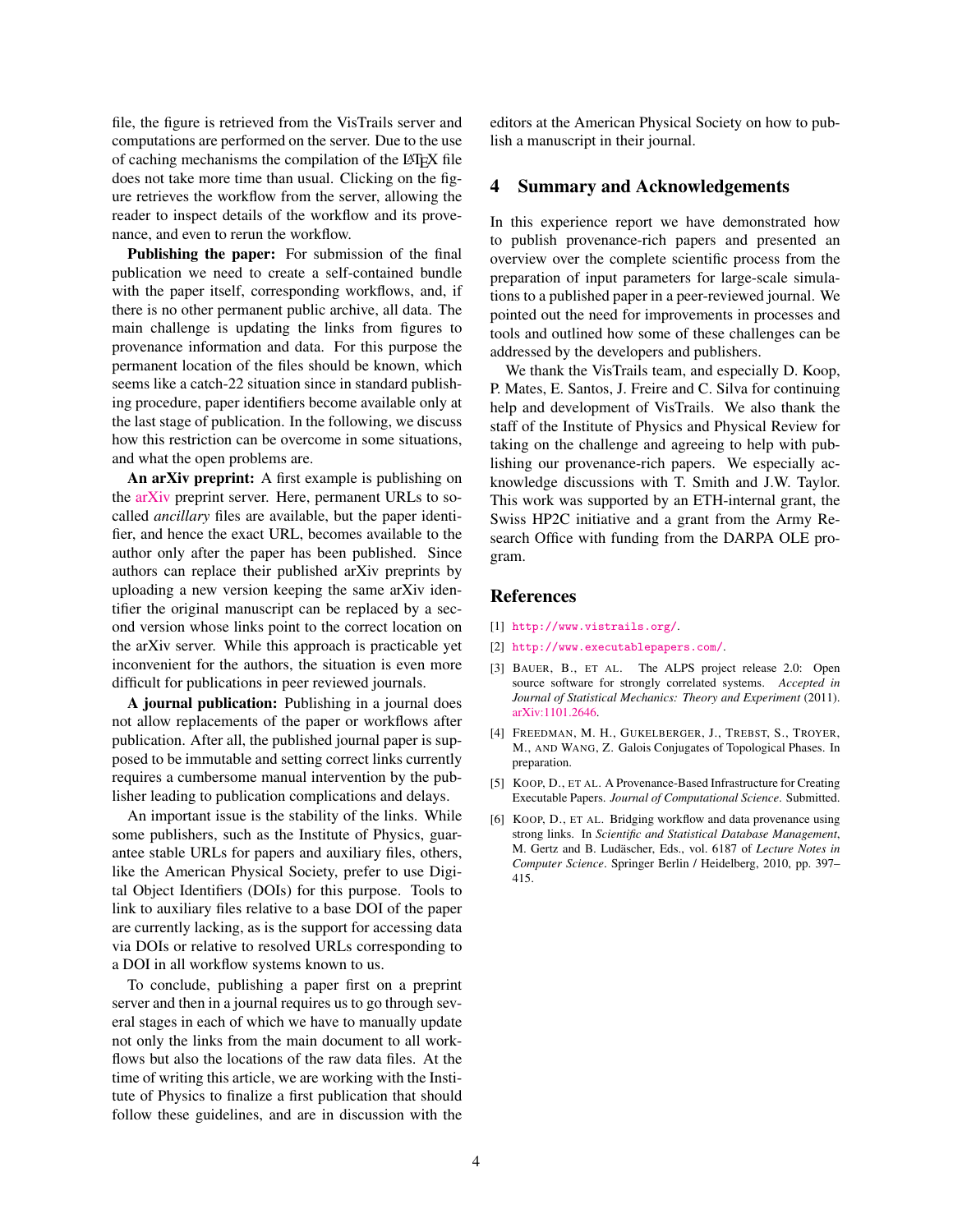file, the figure is retrieved from the VisTrails server and computations are performed on the server. Due to the use of caching mechanisms the compilation of the LaTeX file does not take more time than usual. Clicking on the figure retrieves the workflow from the server, allowing the reader to inspect details of the workflow and its provenance, and even to rerun the workflow.

**Publishing the paper:** For submission of the final publication we need to create a self-contained bundle with the paper itself, corresponding workflows, and, if there is no other permanent public archive, all data. The main challenge is updating the links from figures to provenance information and data. For this purpose the permanent location of the files should be known, which seems like a catch-22 situation since in standard publishing procedure, paper identifiers become available only at the last stage of publication. In the following, we discuss how this restriction can be overcome in some situations, and what the open problems are.

**An arXiv preprint:** A first example is publishing on the arXiv preprint server. Here, permanent URLs to so-called *ancillary* files are available, but the paper identifier, and hence the exact URL, becomes available to the author only after the paper has been published. Since authors can replace their published arXiv preprints by uploading a new version keeping the same arXiv identifier the original manuscript can be replaced by a second version whose links point to the correct location on the arXiv server. While this approach is practicable yet inconvenient for the authors, the situation is even more difficult for publications in peer reviewed journals.

**A journal publication:** Publishing in a journal does not allow replacements of the paper or workflows after publication. After all, the published journal paper is supposed to be immutable and setting correct links currently requires a cumbersome manual intervention by the publisher leading to publication complications and delays.

An important issue is the stability of the links. While some publishers, such as the Institute of Physics, guarantee stable URLs for papers and auxiliary files, others, like the American Physical Society, prefer to use Digital Object Identifiers (DOIs) for this purpose. Tools to link to auxiliary files relative to a base DOI of the paper are currently lacking, as is the support for accessing data via DOIs or relative to resolved URLs corresponding to a DOI in all workflow systems known to us.

To conclude, publishing a paper first on a preprint server and then in a journal requires us to go through several stages in each of which we have to manually update not only the links from the main document to all workflows but also the locations of the raw data files. At the time of writing this article, we are working with the Institute of Physics to finalize a first publication that should follow these guidelines, and are in discussion with the editors at the American Physical Society on how to publish a manuscript in their journal.

## 4 Summary and Acknowledgements

In this experience report we have demonstrated how to publish provenance-rich papers and presented an overview over the complete scientific process from the preparation of input parameters for large-scale simulations to a published paper in a peer-reviewed journal. We pointed out the need for improvements in processes and tools and outlined how some of these challenges can be addressed by the developers and publishers.

We thank the VisTrails team, and especially D. Koop, P. Mates, E. Santos, J. Freire and C. Silva for continuing help and development of VisTrails. We also thank the staff of the Institute of Physics and Physical Review for taking on the challenge and agreeing to help with publishing our provenance-rich papers. We especially acknowledge discussions with T. Smith and J.W. Taylor. This work was supported by an ETH-internal grant, the Swiss HP2C initiative and a grant from the Army Research Office with funding from the DARPA OLE program.

## References

[1] `http://www.vistrails.org/`.

[2] `http://www.executablepapers.com/`.

[3] Bauer, B., et al. The ALPS project release 2.0: Open source software for strongly correlated systems. *Accepted in Journal of Statistical Mechanics: Theory and Experiment* (2011). arXiv:1101.2646.

[4] Freedman, M. H., Gukelberger, J., Trebst, S., Troyer, M., and Wang, Z. Galois Conjugates of Topological Phases. In preparation.

[5] Koop, D., et al. A Provenance-Based Infrastructure for Creating Executable Papers. *Journal of Computational Science*. Submitted.

[6] Koop, D., et al. Bridging workflow and data provenance using strong links. In *Scientific and Statistical Database Management*, M. Gertz and B. Ludäscher, Eds., vol. 6187 of *Lecture Notes in Computer Science*. Springer Berlin / Heidelberg, 2010, pp. 397–415.